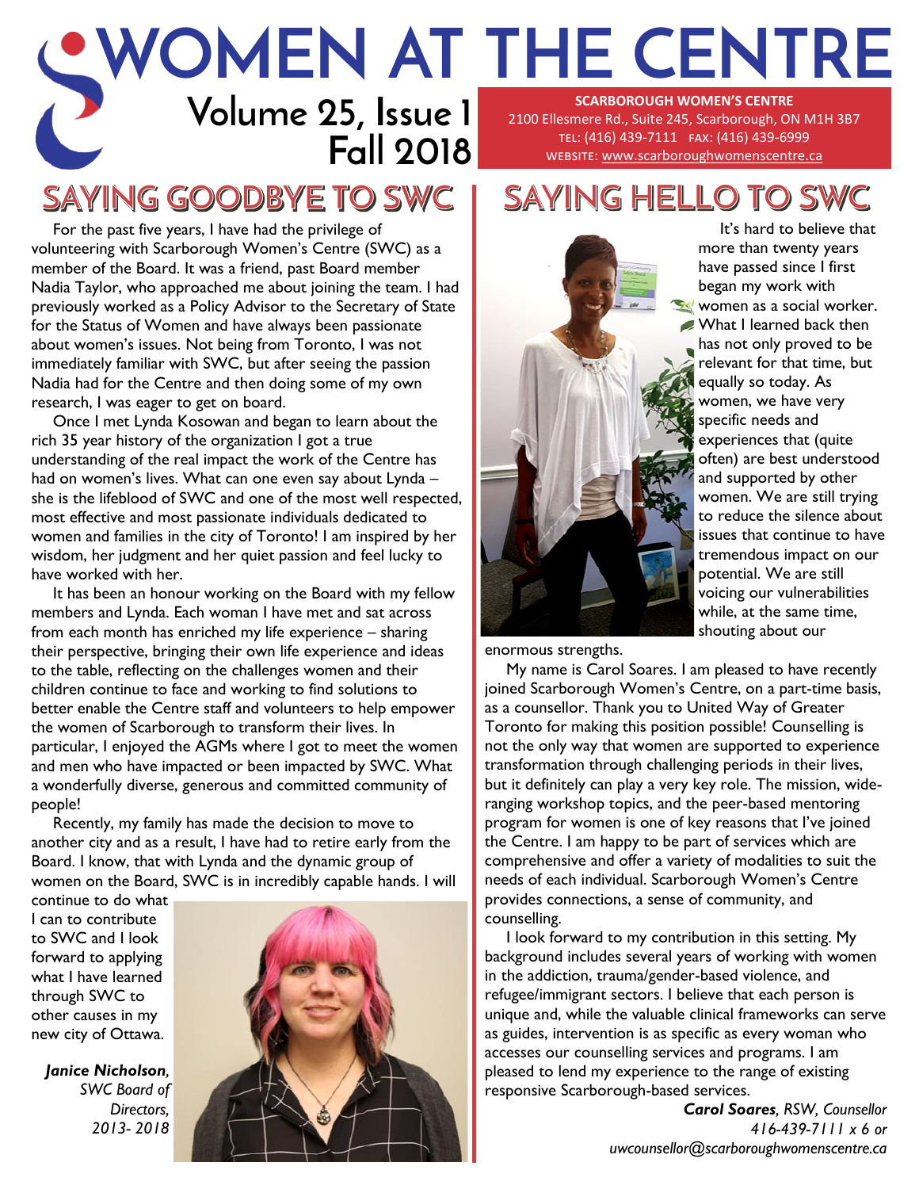# WOMEN AT THE CENTRE

**Volume 25, Issue 1**
**Fall 2018**

**SCARBOROUGH WOMEN'S CENTRE**
2100 Ellesmere Rd., Suite 245, Scarborough, ON M1H 3B7
TEL: (416) 439-7111 FAX: (416) 439-6999
WEBSITE: www.scarboroughwomenscentre.ca

## SAYING GOODBYE TO SWC

For the past five years, I have had the privilege of volunteering with Scarborough Women's Centre (SWC) as a member of the Board. It was a friend, past Board member Nadia Taylor, who approached me about joining the team. I had previously worked as a Policy Advisor to the Secretary of State for the Status of Women and have always been passionate about women's issues. Not being from Toronto, I was not immediately familiar with SWC, but after seeing the passion Nadia had for the Centre and then doing some of my own research, I was eager to get on board.

Once I met Lynda Kosowan and began to learn about the rich 35 year history of the organization I got a true understanding of the real impact the work of the Centre has had on women's lives. What can one even say about Lynda – she is the lifeblood of SWC and one of the most well respected, most effective and most passionate individuals dedicated to women and families in the city of Toronto! I am inspired by her wisdom, her judgment and her quiet passion and feel lucky to have worked with her.

It has been an honour working on the Board with my fellow members and Lynda. Each woman I have met and sat across from each month has enriched my life experience – sharing their perspective, bringing their own life experience and ideas to the table, reflecting on the challenges women and their children continue to face and working to find solutions to better enable the Centre staff and volunteers to help empower the women of Scarborough to transform their lives. In particular, I enjoyed the AGMs where I got to meet the women and men who have impacted or been impacted by SWC. What a wonderfully diverse, generous and committed community of people!

Recently, my family has made the decision to move to another city and as a result, I have had to retire early from the Board. I know, that with Lynda and the dynamic group of women on the Board, SWC is in incredibly capable hands. I will continue to do what I can to contribute to SWC and I look forward to applying what I have learned through SWC to other causes in my new city of Ottawa.

***Janice Nicholson**, SWC Board of Directors, 2013- 2018*

## SAYING HELLO TO SWC

It's hard to believe that more than twenty years have passed since I first began my work with women as a social worker. What I learned back then has not only proved to be relevant for that time, but equally so today. As women, we have very specific needs and experiences that (quite often) are best understood and supported by other women. We are still trying to reduce the silence about issues that continue to have tremendous impact on our potential. We are still voicing our vulnerabilities while, at the same time, shouting about our enormous strengths.

My name is Carol Soares. I am pleased to have recently joined Scarborough Women's Centre, on a part-time basis, as a counsellor. Thank you to United Way of Greater Toronto for making this position possible! Counselling is not the only way that women are supported to experience transformation through challenging periods in their lives, but it definitely can play a very key role. The mission, wide-ranging workshop topics, and the peer-based mentoring program for women is one of key reasons that I've joined the Centre. I am happy to be part of services which are comprehensive and offer a variety of modalities to suit the needs of each individual. Scarborough Women's Centre provides connections, a sense of community, and counselling.

I look forward to my contribution in this setting. My background includes several years of working with women in the addiction, trauma/gender-based violence, and refugee/immigrant sectors. I believe that each person is unique and, while the valuable clinical frameworks can serve as guides, intervention is as specific as every woman who accesses our counselling services and programs. I am pleased to lend my experience to the range of existing responsive Scarborough-based services.

***Carol Soares**, RSW, Counsellor*
*416-439-7111 x 6 or*
*uwcounsellor@scarboroughwomenscentre.ca*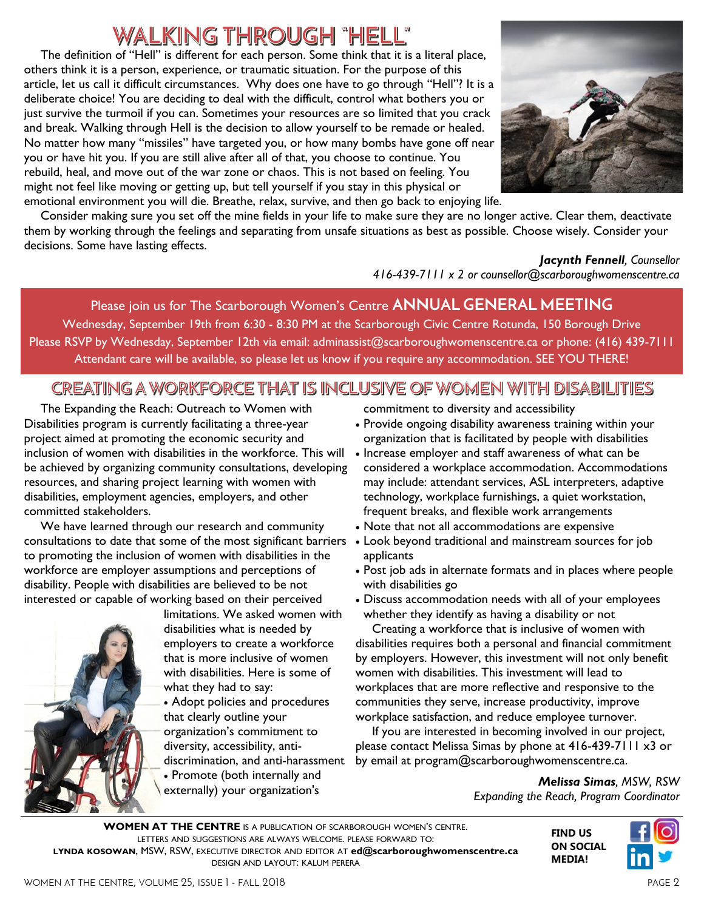# WALKING THROUGH "HELL"

The definition of "Hell" is different for each person. Some think that it is a literal place, others think it is a person, experience, or traumatic situation. For the purpose of this article, let us call it difficult circumstances. Why does one have to go through "Hell"? It is a deliberate choice! You are deciding to deal with the difficult, control what bothers you or just survive the turmoil if you can. Sometimes your resources are so limited that you crack and break. Walking through Hell is the decision to allow yourself to be remade or healed. No matter how many "missiles" have targeted you, or how many bombs have gone off near you or have hit you. If you are still alive after all of that, you choose to continue. You rebuild, heal, and move out of the war zone or chaos. This is not based on feeling. You might not feel like moving or getting up, but tell yourself if you stay in this physical or emotional environment you will die. Breathe, relax, survive, and then go back to enjoying life.

Consider making sure you set off the mine fields in your life to make sure they are no longer active. Clear them, deactivate them by working through the feelings and separating from unsafe situations as best as possible. Choose wisely. Consider your decisions. Some have lasting effects.

***Jacynth Fennell**, Counsellor*
*416-439-7111 x 2 or counsellor@scarboroughwomenscentre.ca*

Please join us for The Scarborough Women's Centre **ANNUAL GENERAL MEETING**
Wednesday, September 19th from 6:30 - 8:30 PM at the Scarborough Civic Centre Rotunda, 150 Borough Drive
Please RSVP by Wednesday, September 12th via email: adminassist@scarboroughwomenscentre.ca or phone: (416) 439-7111
Attendant care will be available, so please let us know if you require any accommodation. SEE YOU THERE!

# CREATING A WORKFORCE THAT IS INCLUSIVE OF WOMEN WITH DISABILITIES

The Expanding the Reach: Outreach to Women with Disabilities program is currently facilitating a three-year project aimed at promoting the economic security and inclusion of women with disabilities in the workforce. This will be achieved by organizing community consultations, developing resources, and sharing project learning with women with disabilities, employment agencies, employers, and other committed stakeholders.

We have learned through our research and community consultations to date that some of the most significant barriers to promoting the inclusion of women with disabilities in the workforce are employer assumptions and perceptions of disability. People with disabilities are believed to be not interested or capable of working based on their perceived limitations. We asked women with disabilities what is needed by employers to create a workforce that is more inclusive of women with disabilities. Here is some of what they had to say:

- Adopt policies and procedures that clearly outline your organization's commitment to diversity, accessibility, anti-discrimination, and anti-harassment
- Promote (both internally and externally) your organization's commitment to diversity and accessibility
- Provide ongoing disability awareness training within your organization that is facilitated by people with disabilities
- Increase employer and staff awareness of what can be considered a workplace accommodation. Accommodations may include: attendant services, ASL interpreters, adaptive technology, workplace furnishings, a quiet workstation, frequent breaks, and flexible work arrangements
- Note that not all accommodations are expensive
- Look beyond traditional and mainstream sources for job applicants
- Post job ads in alternate formats and in places where people with disabilities go
- Discuss accommodation needs with all of your employees whether they identify as having a disability or not

Creating a workforce that is inclusive of women with disabilities requires both a personal and financial commitment by employers. However, this investment will not only benefit women with disabilities. This investment will lead to workplaces that are more reflective and responsive to the communities they serve, increase productivity, improve workplace satisfaction, and reduce employee turnover.

If you are interested in becoming involved in our project, please contact Melissa Simas by phone at 416-439-7111 x3 or by email at program@scarboroughwomenscentre.ca.

***Melissa Simas**, MSW, RSW*
*Expanding the Reach, Program Coordinator*

**WOMEN AT THE CENTRE** IS A PUBLICATION OF SCARBOROUGH WOMEN'S CENTRE.
LETTERS AND SUGGESTIONS ARE ALWAYS WELCOME. PLEASE FORWARD TO:
**LYNDA KOSOWAN**, MSW, RSW, EXECUTIVE DIRECTOR AND EDITOR AT **ed@scarboroughwomenscentre.ca**
DESIGN AND LAYOUT: KALUM PERERA

**FIND US ON SOCIAL MEDIA!**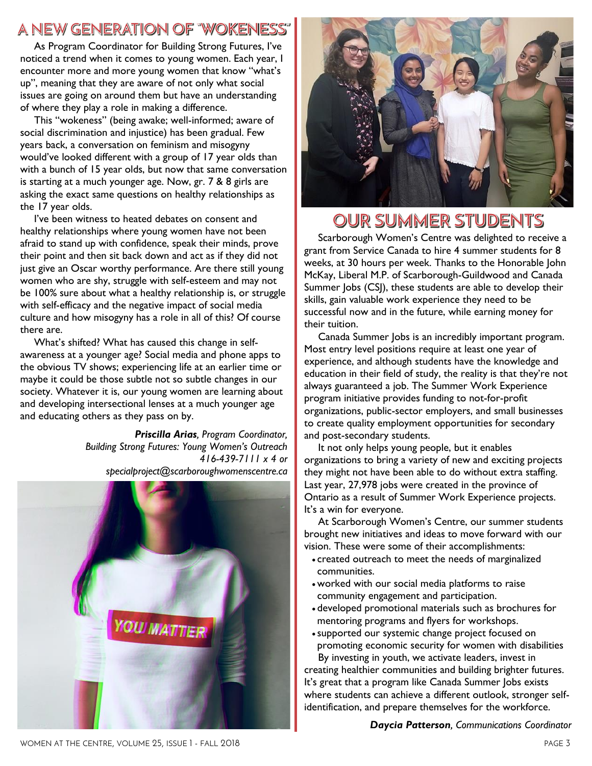## A NEW GENERATION OF "WOKENESS"

As Program Coordinator for Building Strong Futures, I've noticed a trend when it comes to young women. Each year, I encounter more and more young women that know "what's up", meaning that they are aware of not only what social issues are going on around them but have an understanding of where they play a role in making a difference.

This "wokeness" (being awake; well-informed; aware of social discrimination and injustice) has been gradual. Few years back, a conversation on feminism and misogyny would've looked different with a group of 17 year olds than with a bunch of 15 year olds, but now that same conversation is starting at a much younger age. Now, gr. 7 & 8 girls are asking the exact same questions on healthy relationships as the 17 year olds.

I've been witness to heated debates on consent and healthy relationships where young women have not been afraid to stand up with confidence, speak their minds, prove their point and then sit back down and act as if they did not just give an Oscar worthy performance. Are there still young women who are shy, struggle with self-esteem and may not be 100% sure about what a healthy relationship is, or struggle with self-efficacy and the negative impact of social media culture and how misogyny has a role in all of this? Of course there are.

What's shifted? What has caused this change in self-awareness at a younger age? Social media and phone apps to the obvious TV shows; experiencing life at an earlier time or maybe it could be those subtle not so subtle changes in our society. Whatever it is, our young women are learning about and developing intersectional lenses at a much younger age and educating others as they pass on by.

***Priscilla Arias**, Program Coordinator,*
*Building Strong Futures: Young Women's Outreach*
*416-439-7111 x 4 or*
*specialproject@scarboroughwomenscentre.ca*

## OUR SUMMER STUDENTS

Scarborough Women's Centre was delighted to receive a grant from Service Canada to hire 4 summer students for 8 weeks, at 30 hours per week. Thanks to the Honorable John McKay, Liberal M.P. of Scarborough-Guildwood and Canada Summer Jobs (CSJ), these students are able to develop their skills, gain valuable work experience they need to be successful now and in the future, while earning money for their tuition.

Canada Summer Jobs is an incredibly important program. Most entry level positions require at least one year of experience, and although students have the knowledge and education in their field of study, the reality is that they're not always guaranteed a job. The Summer Work Experience program initiative provides funding to not-for-profit organizations, public-sector employers, and small businesses to create quality employment opportunities for secondary and post-secondary students.

It not only helps young people, but it enables organizations to bring a variety of new and exciting projects they might not have been able to do without extra staffing. Last year, 27,978 jobs were created in the province of Ontario as a result of Summer Work Experience projects. It's a win for everyone.

At Scarborough Women's Centre, our summer students brought new initiatives and ideas to move forward with our vision. These were some of their accomplishments:

- created outreach to meet the needs of marginalized communities.
- worked with our social media platforms to raise community engagement and participation.
- developed promotional materials such as brochures for mentoring programs and flyers for workshops.
- supported our systemic change project focused on promoting economic security for women with disabilities

By investing in youth, we activate leaders, invest in creating healthier communities and building brighter futures. It's great that a program like Canada Summer Jobs exists where students can achieve a different outlook, stronger self-identification, and prepare themselves for the workforce.

***Daycia Patterson**, Communications Coordinator*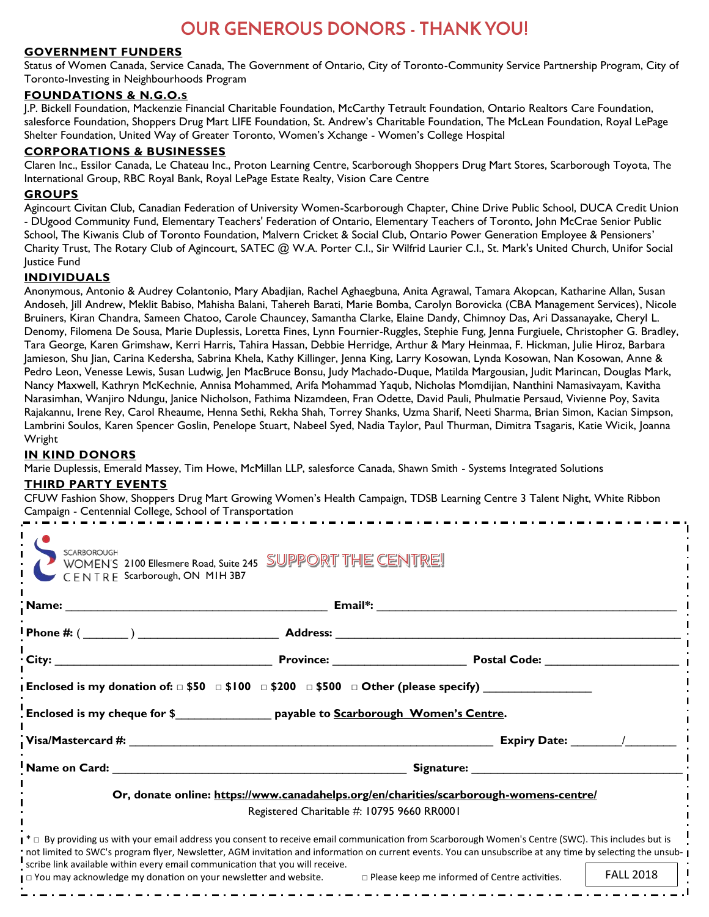# OUR GENEROUS DONORS - THANK YOU!

## GOVERNMENT FUNDERS

Status of Women Canada, Service Canada, The Government of Ontario, City of Toronto-Community Service Partnership Program, City of Toronto-Investing in Neighbourhoods Program

## FOUNDATIONS & N.G.O.s

J.P. Bickell Foundation, Mackenzie Financial Charitable Foundation, McCarthy Tetrault Foundation, Ontario Realtors Care Foundation, salesforce Foundation, Shoppers Drug Mart LIFE Foundation, St. Andrew's Charitable Foundation, The McLean Foundation, Royal LePage Shelter Foundation, United Way of Greater Toronto, Women's Xchange - Women's College Hospital

## CORPORATIONS & BUSINESSES

Claren Inc., Essilor Canada, Le Chateau Inc., Proton Learning Centre, Scarborough Shoppers Drug Mart Stores, Scarborough Toyota, The International Group, RBC Royal Bank, Royal LePage Estate Realty, Vision Care Centre

## GROUPS

Agincourt Civitan Club, Canadian Federation of University Women-Scarborough Chapter, Chine Drive Public School, DUCA Credit Union - DUgood Community Fund, Elementary Teachers' Federation of Ontario, Elementary Teachers of Toronto, John McCrae Senior Public School, The Kiwanis Club of Toronto Foundation, Malvern Cricket & Social Club, Ontario Power Generation Employee & Pensioners' Charity Trust, The Rotary Club of Agincourt, SATEC @ W.A. Porter C.I., Sir Wilfrid Laurier C.I., St. Mark's United Church, Unifor Social Justice Fund

## INDIVIDUALS

Anonymous, Antonio & Audrey Colantonio, Mary Abadjian, Rachel Aghaegbuna, Anita Agrawal, Tamara Akopcan, Katharine Allan, Susan Andoseh, Jill Andrew, Meklit Babiso, Mahisha Balani, Tahereh Barati, Marie Bomba, Carolyn Borovicka (CBA Management Services), Nicole Bruiners, Kiran Chandra, Sameen Chatoo, Carole Chauncey, Samantha Clarke, Elaine Dandy, Chimnoy Das, Ari Dassanayake, Cheryl L. Denomy, Filomena De Sousa, Marie Duplessis, Loretta Fines, Lynn Fournier-Ruggles, Stephie Fung, Jenna Furgiuele, Christopher G. Bradley, Tara George, Karen Grimshaw, Kerri Harris, Tahira Hassan, Debbie Herridge, Arthur & Mary Heinmaa, F. Hickman, Julie Hiroz, Barbara Jamieson, Shu Jian, Carina Kedersha, Sabrina Khela, Kathy Killinger, Jenna King, Larry Kosowan, Lynda Kosowan, Nan Kosowan, Anne & Pedro Leon, Venesse Lewis, Susan Ludwig, Jen MacBruce Bonsu, Judy Machado-Duque, Matilda Margousian, Judit Marincan, Douglas Mark, Nancy Maxwell, Kathryn McKechnie, Annisa Mohammed, Arifa Mohammad Yaqub, Nicholas Momdijian, Nanthini Namasivayam, Kavitha Narasimhan, Wanjiro Ndungu, Janice Nicholson, Fathima Nizamdeen, Fran Odette, David Pauli, Phulmatie Persaud, Vivienne Poy, Savita Rajakannu, Irene Rey, Carol Rheaume, Henna Sethi, Rekha Shah, Torrey Shanks, Uzma Sharif, Neeti Sharma, Brian Simon, Kacian Simpson, Lambrini Soulos, Karen Spencer Goslin, Penelope Stuart, Nabeel Syed, Nadia Taylor, Paul Thurman, Dimitra Tsagaris, Katie Wicik, Joanna Wright

## IN KIND DONORS

Marie Duplessis, Emerald Massey, Tim Howe, McMillan LLP, salesforce Canada, Shawn Smith - Systems Integrated Solutions

## THIRD PARTY EVENTS

CFUW Fashion Show, Shoppers Drug Mart Growing Women's Health Campaign, TDSB Learning Centre 3 Talent Night, White Ribbon Campaign - Centennial College, School of Transportation

---

SCARBOROUGH WOMEN'S CENTRE
2100 Ellesmere Road, Suite 245
Scarborough, ON M1H 3B7

## SUPPORT THE CENTRE!

**Name:** ____________________ **Email\*:** ____________________

**Phone #:** ( _______ ) ____________________ **Address:** ____________________

**City:** ____________________ **Province:** ____________________ **Postal Code:** ____________________

**Enclosed is my donation of:** □ **$50** □ **$100** □ **$200** □ **$500** □ **Other (please specify)** ________________

**Enclosed is my cheque for $**______________ **payable to Scarborough Women's Centre.**

**Visa/Mastercard #:** ____________________ **Expiry Date:** ________/________

**Name on Card:** ____________________ **Signature:** ____________________

**Or, donate online: https://www.canadahelps.org/en/charities/scarborough-womens-centre/**

Registered Charitable #: 10795 9660 RR0001

\* □ By providing us with your email address you consent to receive email communication from Scarborough Women's Centre (SWC). This includes but is not limited to SWC's program flyer, Newsletter, AGM invitation and information on current events. You can unsubscribe at any time by selecting the unsubscribe link available within every email communication that you will receive.

□ You may acknowledge my donation on your newsletter and website. □ Please keep me informed of Centre activities.

FALL 2018